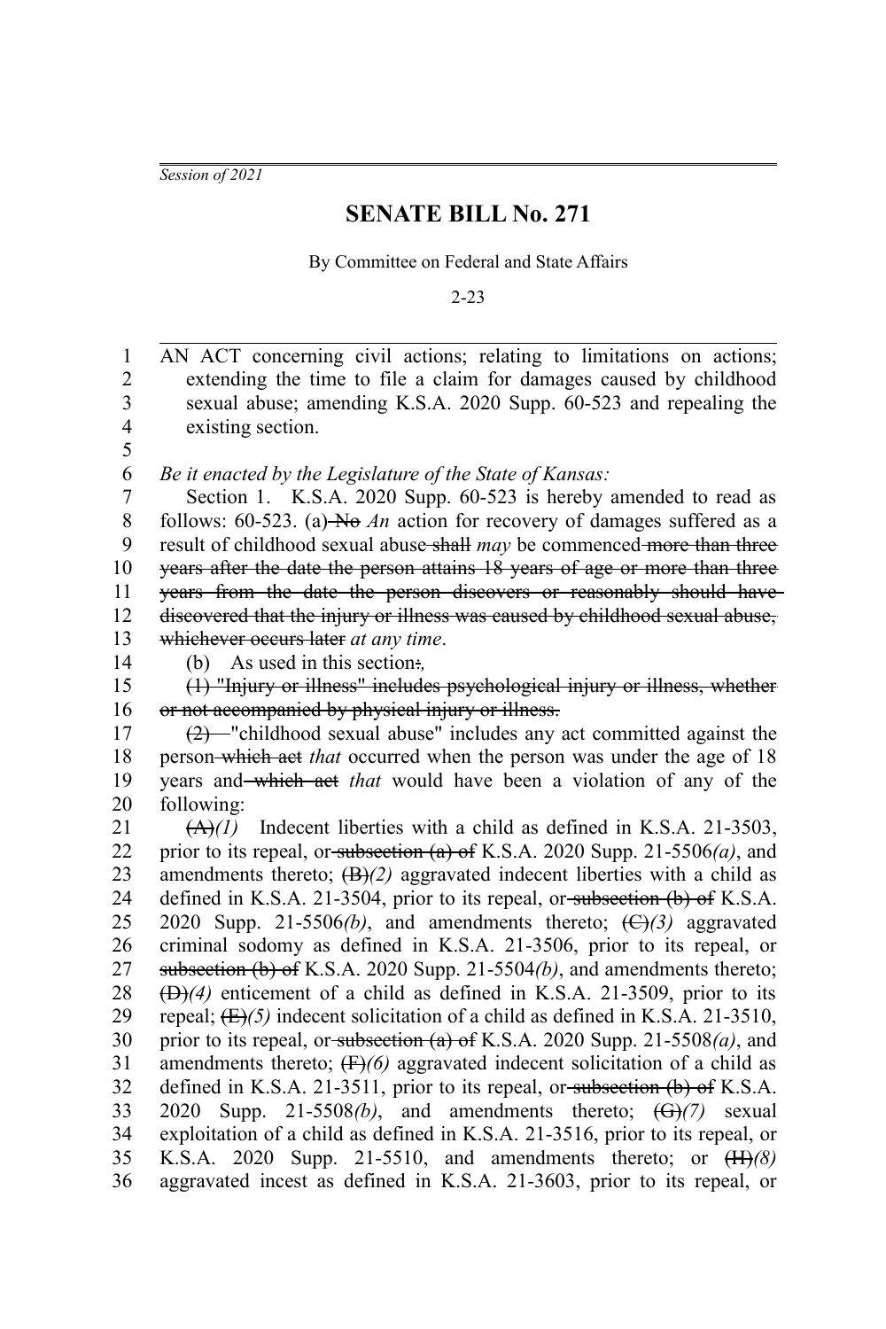*Session of 2021*

# SENATE BILL No. 271

By Committee on Federal and State Affairs

2-23

AN ACT concerning civil actions; relating to limitations on actions; extending the time to file a claim for damages caused by childhood sexual abuse; amending K.S.A. 2020 Supp. 60-523 and repealing the existing section.

*Be it enacted by the Legislature of the State of Kansas:*

Section 1. K.S.A. 2020 Supp. 60-523 is hereby amended to read as follows: 60-523. (a) ~~No~~ *An* action for recovery of damages suffered as a result of childhood sexual abuse ~~shall~~ *may* be commenced ~~more than three years after the date the person attains 18 years of age or more than three years from the date the person discovers or reasonably should have discovered that the injury or illness was caused by childhood sexual abuse, whichever occurs later~~ *at any time*.

(b) As used in this section~~:~~*,*

~~(1) "Injury or illness" includes psychological injury or illness, whether or not accompanied by physical injury or illness.~~

~~(2)~~ "childhood sexual abuse" includes any act committed against the person ~~which act~~ *that* occurred when the person was under the age of 18 years and ~~which act~~ *that* would have been a violation of any of the following:

~~(A)~~*(1)* Indecent liberties with a child as defined in K.S.A. 21-3503, prior to its repeal, or ~~subsection (a) of~~ K.S.A. 2020 Supp. 21-5506*(a)*, and amendments thereto; ~~(B)~~*(2)* aggravated indecent liberties with a child as defined in K.S.A. 21-3504, prior to its repeal, or ~~subsection (b) of~~ K.S.A. 2020 Supp. 21-5506*(b)*, and amendments thereto; ~~(C)~~*(3)* aggravated criminal sodomy as defined in K.S.A. 21-3506, prior to its repeal, or ~~subsection (b) of~~ K.S.A. 2020 Supp. 21-5504*(b)*, and amendments thereto; ~~(D)~~*(4)* enticement of a child as defined in K.S.A. 21-3509, prior to its repeal; ~~(E)~~*(5)* indecent solicitation of a child as defined in K.S.A. 21-3510, prior to its repeal, or ~~subsection (a) of~~ K.S.A. 2020 Supp. 21-5508*(a)*, and amendments thereto; ~~(F)~~*(6)* aggravated indecent solicitation of a child as defined in K.S.A. 21-3511, prior to its repeal, or ~~subsection (b) of~~ K.S.A. 2020 Supp. 21-5508*(b)*, and amendments thereto; ~~(G)~~*(7)* sexual exploitation of a child as defined in K.S.A. 21-3516, prior to its repeal, or K.S.A. 2020 Supp. 21-5510, and amendments thereto; or ~~(H)~~*(8)* aggravated incest as defined in K.S.A. 21-3603, prior to its repeal, or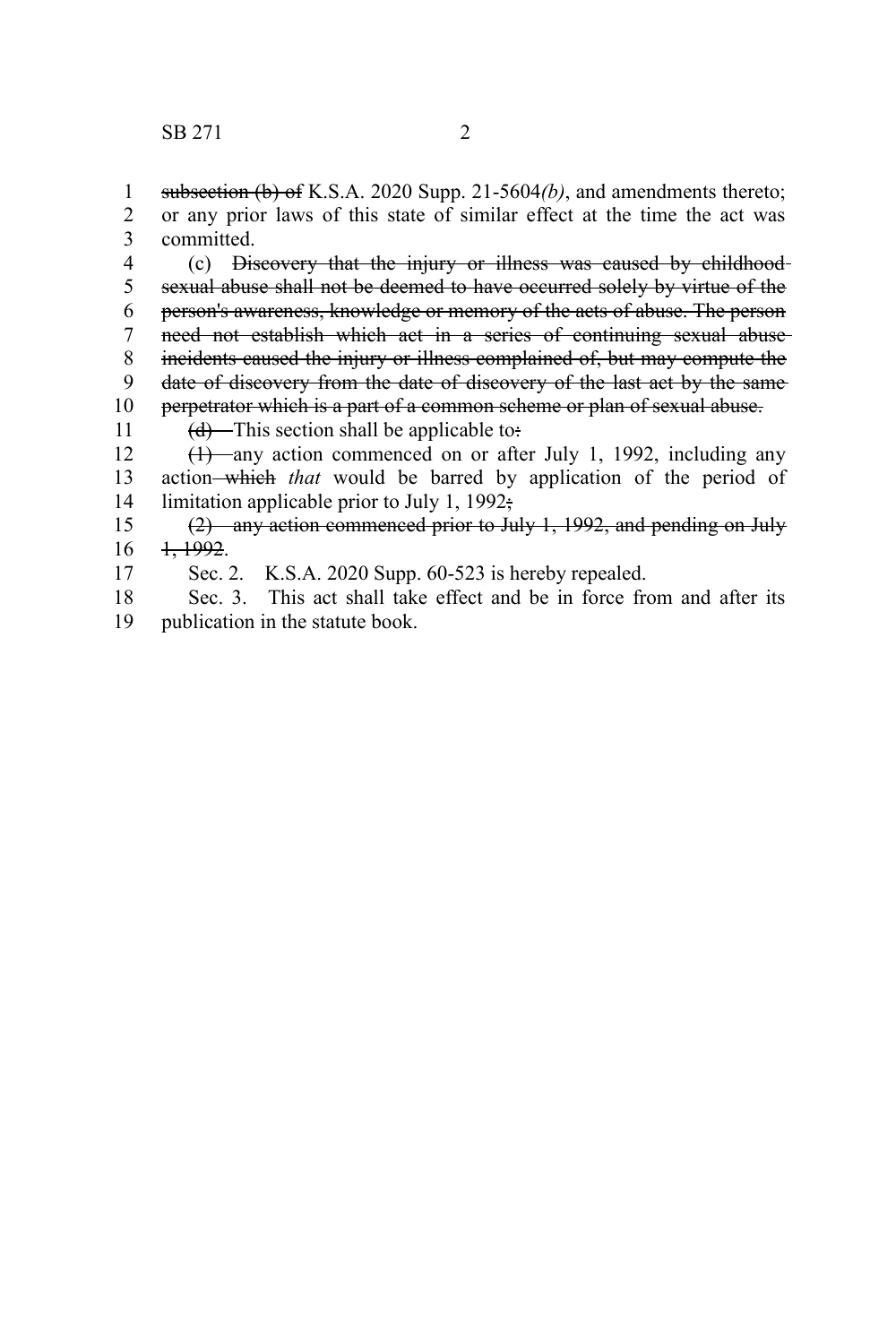~~subsection (b) of~~ K.S.A. 2020 Supp. 21-5604*(b)*, and amendments thereto; or any prior laws of this state of similar effect at the time the act was committed.

(c) ~~Discovery that the injury or illness was caused by childhood sexual abuse shall not be deemed to have occurred solely by virtue of the person's awareness, knowledge or memory of the acts of abuse. The person need not establish which act in a series of continuing sexual abuse incidents caused the injury or illness complained of, but may compute the date of discovery from the date of discovery of the last act by the same perpetrator which is a part of a common scheme or plan of sexual abuse.~~

~~(d)~~ This section shall be applicable to~~:~~

~~(1)~~ any action commenced on or after July 1, 1992, including any action ~~which~~ *that* would be barred by application of the period of limitation applicable prior to July 1, 1992~~;~~

~~(2) any action commenced prior to July 1, 1992, and pending on July 1, 1992~~.

Sec. 2. K.S.A. 2020 Supp. 60-523 is hereby repealed.

Sec. 3. This act shall take effect and be in force from and after its publication in the statute book.